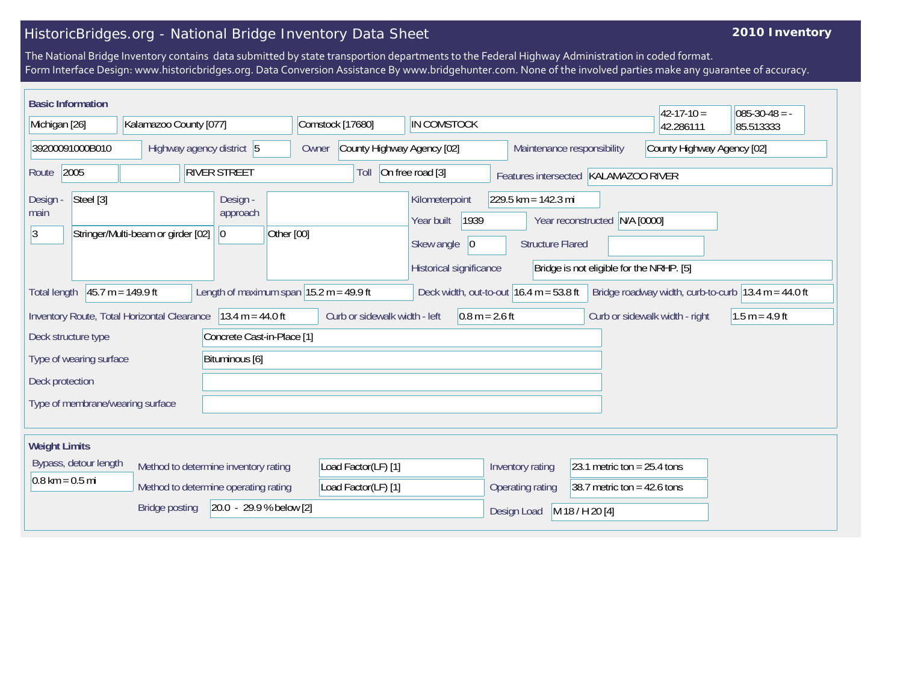# HistoricBridges.org - National Bridge Inventory Data Sheet

**2010 Inventory**

The National Bridge Inventory contains data submitted by state transportion departments to the Federal Highway Administration in coded format.
Form Interface Design: www.historicbridges.org. Data Conversion Assistance By www.bridgehunter.com. None of the involved parties make any guarantee of accuracy.

## Basic Information

| | |
|---|---|
| State | Michigan [26] |
| County | Kalamazoo County [077] |
| Place | Comstock [17680] |
| Location | IN COMSTOCK |
| Latitude | 42-17-10 = 42.286111 |
| Longitude | 085-30-48 = -85.513333 |
| Structure number | 39200091000B010 |
| Highway agency district | 5 |
| Owner | County Highway Agency [02] |
| Maintenance responsibility | County Highway Agency [02] |
| Route | 2005 |
| Facility carried | RIVER STREET |
| Toll | On free road [3] |
| Features intersected | KALAMAZOO RIVER |
| Design - main | Steel [3] |
| | 3 — Stringer/Multi-beam or girder [02] |
| Design - approach | |
| | 0 — Other [00] |
| Kilometerpoint | 229.5 km = 142.3 mi |
| Year built | 1939 |
| Year reconstructed | N/A [0000] |
| Skew angle | 0 |
| Structure Flared | |
| Historical significance | Bridge is not eligible for the NRHP. [5] |
| Total length | 45.7 m = 149.9 ft |
| Length of maximum span | 15.2 m = 49.9 ft |
| Deck width, out-to-out | 16.4 m = 53.8 ft |
| Bridge roadway width, curb-to-curb | 13.4 m = 44.0 ft |
| Inventory Route, Total Horizontal Clearance | 13.4 m = 44.0 ft |
| Curb or sidewalk width - left | 0.8 m = 2.6 ft |
| Curb or sidewalk width - right | 1.5 m = 4.9 ft |
| Deck structure type | Concrete Cast-in-Place [1] |
| Type of wearing surface | Bituminous [6] |
| Deck protection | |
| Type of membrane/wearing surface | |

## Weight Limits

| | |
|---|---|
| Bypass, detour length | 0.8 km = 0.5 mi |
| Method to determine inventory rating | Load Factor(LF) [1] |
| Method to determine operating rating | Load Factor(LF) [1] |
| Bridge posting | 20.0 - 29.9 % below [2] |
| Inventory rating | 23.1 metric ton = 25.4 tons |
| Operating rating | 38.7 metric ton = 42.6 tons |
| Design Load | M 18 / H 20 [4] |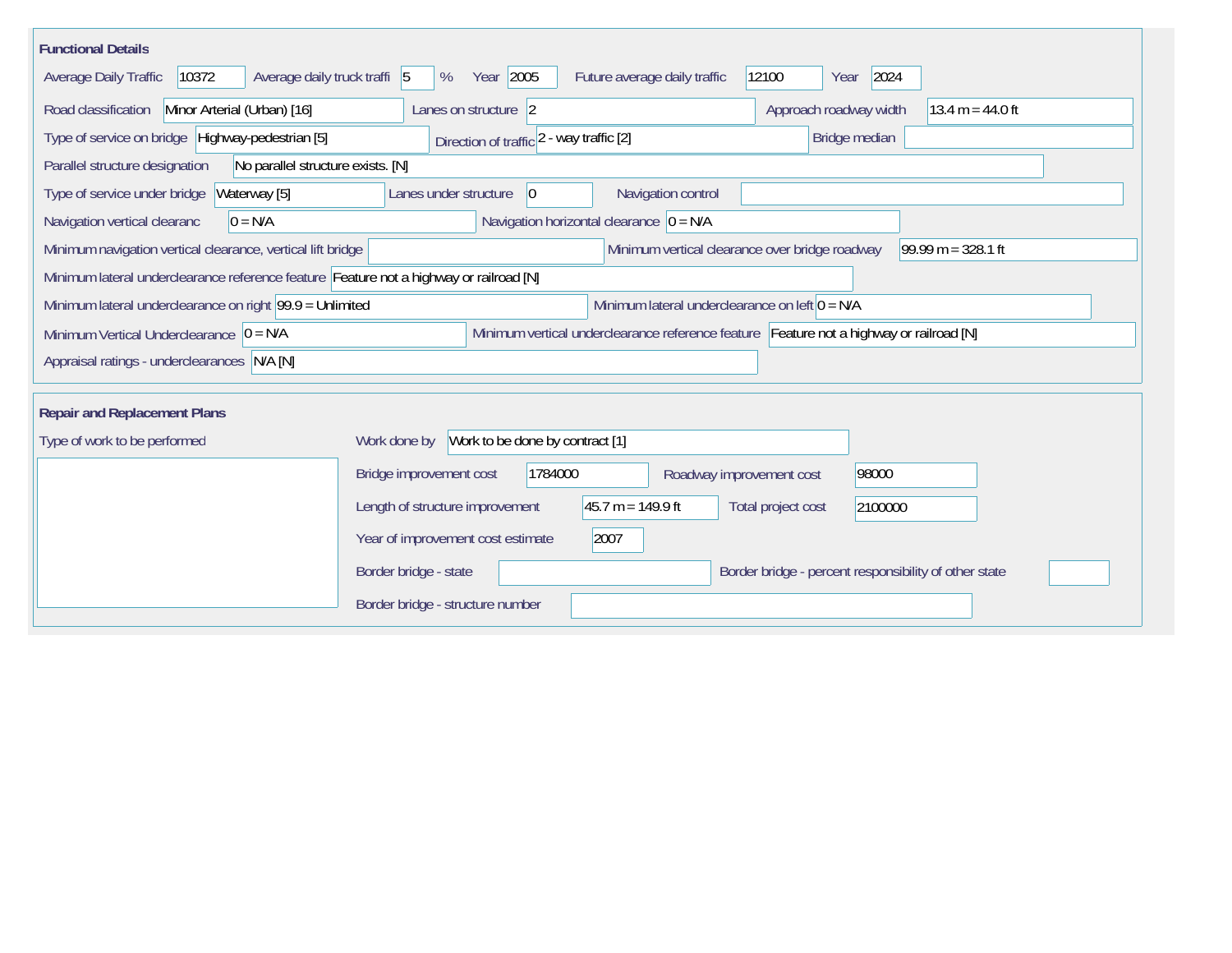## Functional Details

| Field | Value |
|---|---|
| Average Daily Traffic | 10372 |
| Average daily truck traffi | 5 % |
| Year | 2005 |
| Future average daily traffic | 12100 |
| Year | 2024 |
| Road classification | Minor Arterial (Urban) [16] |
| Lanes on structure | 2 |
| Approach roadway width | 13.4 m = 44.0 ft |
| Type of service on bridge | Highway-pedestrian [5] |
| Direction of traffic | 2 - way traffic [2] |
| Bridge median | |
| Parallel structure designation | No parallel structure exists. [N] |
| Type of service under bridge | Waterway [5] |
| Lanes under structure | 0 |
| Navigation control | |
| Navigation vertical clearanc | 0 = N/A |
| Navigation horizontal clearance | 0 = N/A |
| Minimum navigation vertical clearance, vertical lift bridge | |
| Minimum vertical clearance over bridge roadway | 99.99 m = 328.1 ft |
| Minimum lateral underclearance reference feature | Feature not a highway or railroad [N] |
| Minimum lateral underclearance on right | 99.9 = Unlimited |
| Minimum lateral underclearance on left | 0 = N/A |
| Minimum Vertical Underclearance | 0 = N/A |
| Minimum vertical underclearance reference feature | Feature not a highway or railroad [N] |
| Appraisal ratings - underclearances | N/A [N] |

## Repair and Replacement Plans

| Field | Value |
|---|---|
| Type of work to be performed | |
| Work done by | Work to be done by contract [1] |
| Bridge improvement cost | 1784000 |
| Roadway improvement cost | 98000 |
| Length of structure improvement | 45.7 m = 149.9 ft |
| Total project cost | 2100000 |
| Year of improvement cost estimate | 2007 |
| Border bridge - state | |
| Border bridge - percent responsibility of other state | |
| Border bridge - structure number | |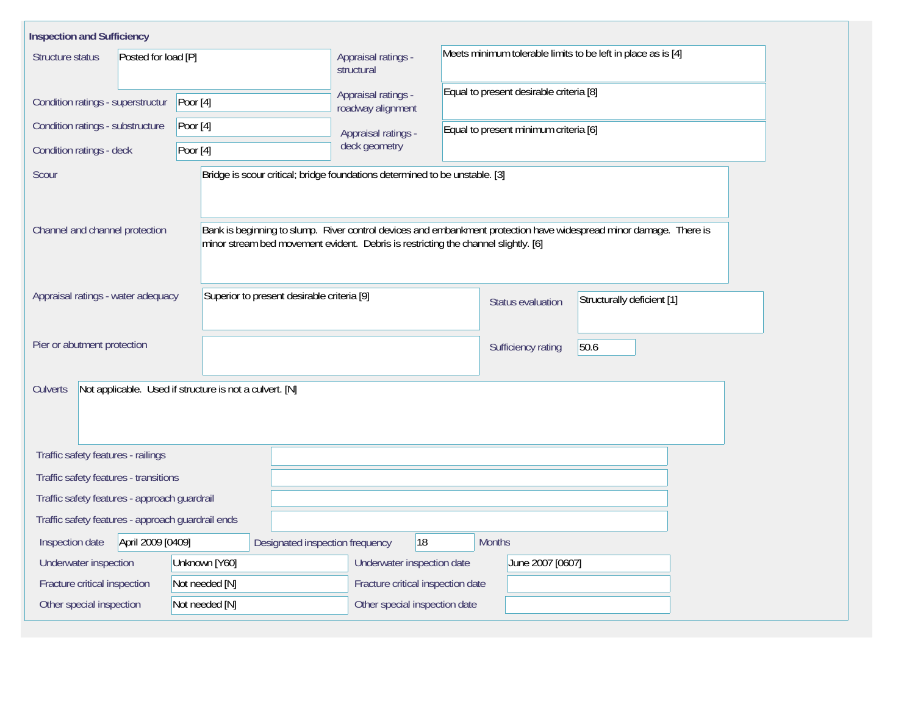## Inspection and Sufficiency

| | |
|---|---|
| Structure status | Posted for load [P] |
| Appraisal ratings - structural | Meets minimum tolerable limits to be left in place as is [4] |
| Condition ratings - superstructur | Poor [4] |
| Appraisal ratings - roadway alignment | Equal to present desirable criteria [8] |
| Condition ratings - substructure | Poor [4] |
| Appraisal ratings - deck geometry | Equal to present minimum criteria [6] |
| Condition ratings - deck | Poor [4] |
| Scour | Bridge is scour critical; bridge foundations determined to be unstable. [3] |
| Channel and channel protection | Bank is beginning to slump. River control devices and embankment protection have widespread minor damage. There is minor stream bed movement evident. Debris is restricting the channel slightly. [6] |
| Appraisal ratings - water adequacy | Superior to present desirable criteria [9] |
| Status evaluation | Structurally deficient [1] |
| Pier or abutment protection | |
| Sufficiency rating | 50.6 |
| Culverts | Not applicable. Used if structure is not a culvert. [N] |
| Traffic safety features - railings | |
| Traffic safety features - transitions | |
| Traffic safety features - approach guardrail | |
| Traffic safety features - approach guardrail ends | |
| Inspection date | April 2009 [0409] |
| Designated inspection frequency | 18 Months |
| Underwater inspection | Unknown [Y60] |
| Underwater inspection date | June 2007 [0607] |
| Fracture critical inspection | Not needed [N] |
| Fracture critical inspection date | |
| Other special inspection | Not needed [N] |
| Other special inspection date | |